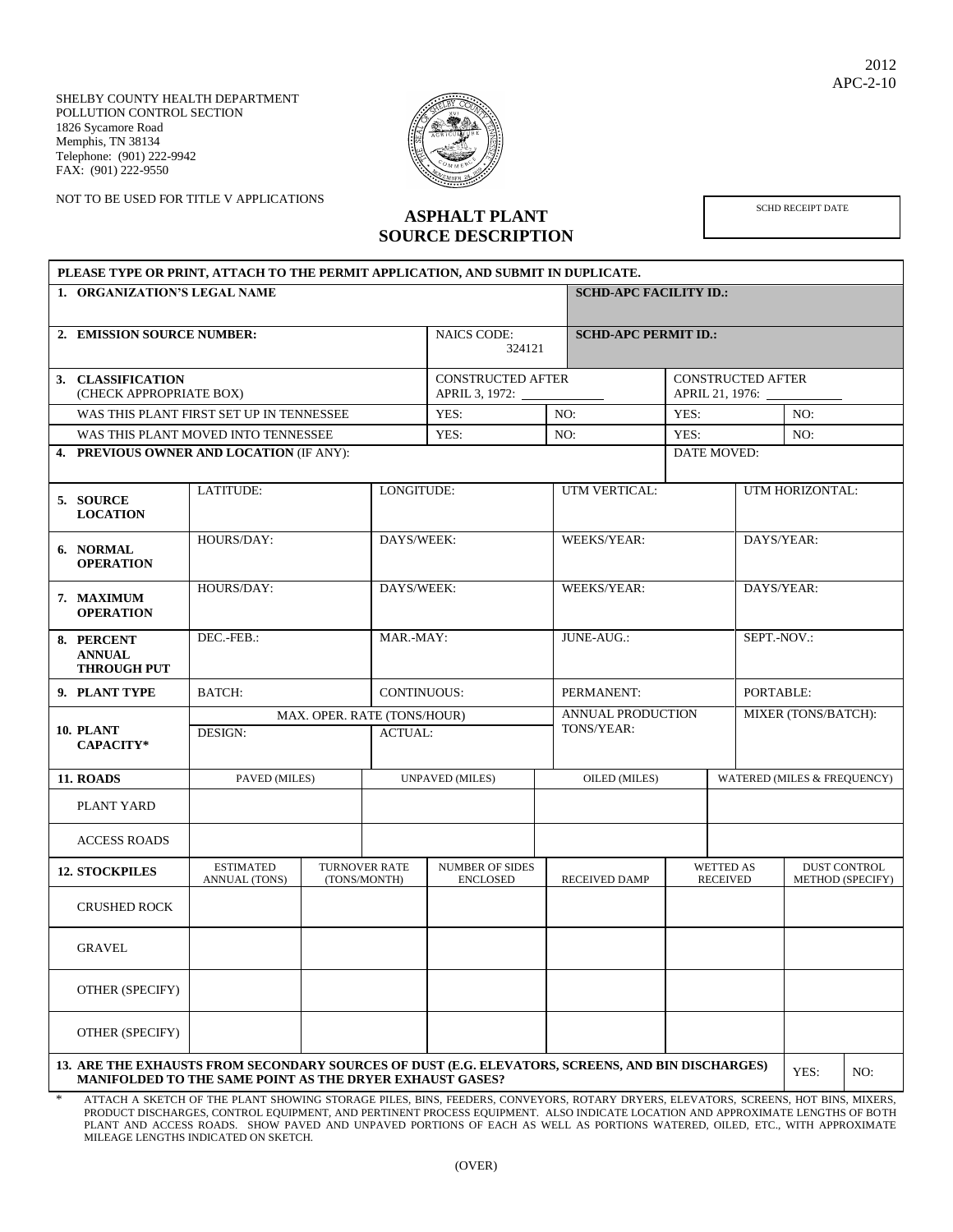2012
APC-2-10

SHELBY COUNTY HEALTH DEPARTMENT
POLLUTION CONTROL SECTION
1826 Sycamore Road
Memphis, TN 38134
Telephone: (901) 222-9942
FAX: (901) 222-9550

NOT TO BE USED FOR TITLE V APPLICATIONS

# ASPHALT PLANT SOURCE DESCRIPTION

| SCHD RECEIPT DATE |
|---|
| |

**PLEASE TYPE OR PRINT, ATTACH TO THE PERMIT APPLICATION, AND SUBMIT IN DUPLICATE.**

| | | | |
|---|---|---|---|
| **1. ORGANIZATION'S LEGAL NAME** | | | **SCHD-APC FACILITY ID.:** |
| **2. EMISSION SOURCE NUMBER:** | | NAICS CODE: 324121 | **SCHD-APC PERMIT ID.:** |

| | | | | |
|---|---|---|---|---|
| **3. CLASSIFICATION** (CHECK APPROPRIATE BOX) | CONSTRUCTED AFTER APRIL 3, 1972: ______ | | CONSTRUCTED AFTER APRIL 21, 1976: ______ | |
| WAS THIS PLANT FIRST SET UP IN TENNESSEE | YES: | NO: | YES: | NO: |
| WAS THIS PLANT MOVED INTO TENNESSEE | YES: | NO: | YES: | NO: |
| **4. PREVIOUS OWNER AND LOCATION** (IF ANY): | | | DATE MOVED: | |

| | | | | |
|---|---|---|---|---|
| **5. SOURCE LOCATION** | LATITUDE: | LONGITUDE: | UTM VERTICAL: | UTM HORIZONTAL: |
| **6. NORMAL OPERATION** | HOURS/DAY: | DAYS/WEEK: | WEEKS/YEAR: | DAYS/YEAR: |
| **7. MAXIMUM OPERATION** | HOURS/DAY: | DAYS/WEEK: | WEEKS/YEAR: | DAYS/YEAR: |
| **8. PERCENT ANNUAL THROUGH PUT** | DEC.-FEB.: | MAR.-MAY: | JUNE-AUG.: | SEPT.-NOV.: |
| **9. PLANT TYPE** | BATCH: | CONTINUOUS: | PERMANENT: | PORTABLE: |
| **10. PLANT CAPACITY*** | MAX. OPER. RATE (TONS/HOUR) DESIGN: | ACTUAL: | ANNUAL PRODUCTION TONS/YEAR: | MIXER (TONS/BATCH): |

| **11. ROADS** | PAVED (MILES) | UNPAVED (MILES) | OILED (MILES) | WATERED (MILES & FREQUENCY) |
|---|---|---|---|---|
| PLANT YARD | | | | |
| ACCESS ROADS | | | | |

| **12. STOCKPILES** | ESTIMATED ANNUAL (TONS) | TURNOVER RATE (TONS/MONTH) | NUMBER OF SIDES ENCLOSED | RECEIVED DAMP | WETTED AS RECEIVED | DUST CONTROL METHOD (SPECIFY) |
|---|---|---|---|---|---|---|
| CRUSHED ROCK | | | | | | |
| GRAVEL | | | | | | |
| OTHER (SPECIFY) | | | | | | |
| OTHER (SPECIFY) | | | | | | |

| | | |
|---|---|---|
| **13. ARE THE EXHAUSTS FROM SECONDARY SOURCES OF DUST (E.G. ELEVATORS, SCREENS, AND BIN DISCHARGES) MANIFOLDED TO THE SAME POINT AS THE DRYER EXHAUST GASES?** | YES: | NO: |

\* ATTACH A SKETCH OF THE PLANT SHOWING STORAGE PILES, BINS, FEEDERS, CONVEYORS, ROTARY DRYERS, ELEVATORS, SCREENS, HOT BINS, MIXERS, PRODUCT DISCHARGES, CONTROL EQUIPMENT, AND PERTINENT PROCESS EQUIPMENT. ALSO INDICATE LOCATION AND APPROXIMATE LENGTHS OF BOTH PLANT AND ACCESS ROADS. SHOW PAVED AND UNPAVED PORTIONS OF EACH AS WELL AS PORTIONS WATERED, OILED, ETC., WITH APPROXIMATE MILEAGE LENGTHS INDICATED ON SKETCH.

(OVER)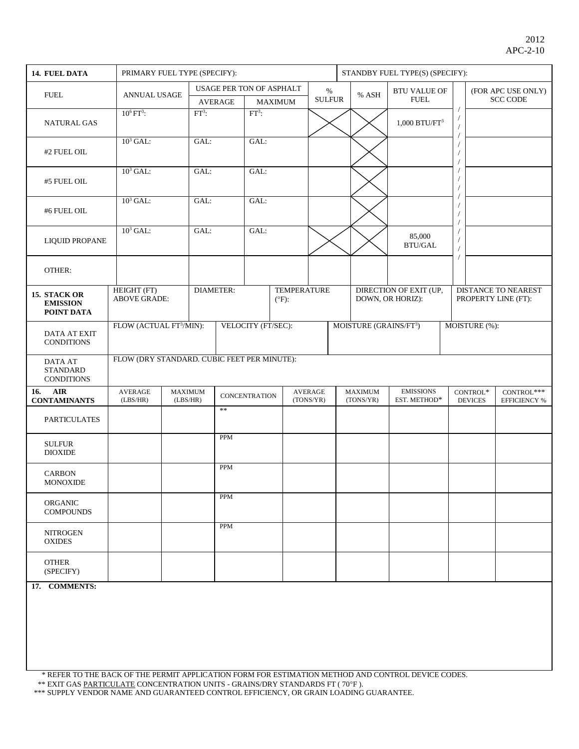2012
APC-2-10

**14. FUEL DATA** — PRIMARY FUEL TYPE (SPECIFY): — STANDBY FUEL TYPE(S) (SPECIFY):

| FUEL | ANNUAL USAGE | USAGE PER TON OF ASPHALT | | % SULFUR | % ASH | BTU VALUE OF FUEL | (FOR APC USE ONLY) SCC CODE |
|---|---|---|---|---|---|---|---|
| | | AVERAGE | MAXIMUM | | | | |
| NATURAL GAS | $10^6$ $FT^3$: | $FT^3$: | $FT^3$: | X | X | 1,000 BTU/$FT^3$ | |
| #2 FUEL OIL | $10^3$ GAL: | GAL: | GAL: | | X | | |
| #5 FUEL OIL | $10^3$ GAL: | GAL: | GAL: | | X | | |
| #6 FUEL OIL | $10^3$ GAL: | GAL: | GAL: | | X | | |
| LIQUID PROPANE | $10^3$ GAL: | GAL: | GAL: | X | X | 85,000 BTU/GAL | |
| OTHER: | | | | | | | |

| **15. STACK OR EMISSION POINT DATA** | HEIGHT (FT) ABOVE GRADE: | DIAMETER: | TEMPERATURE (°F): | DIRECTION OF EXIT (UP, DOWN, OR HORIZ): | DISTANCE TO NEAREST PROPERTY LINE (FT): |
|---|---|---|---|---|---|
| DATA AT EXIT CONDITIONS | FLOW (ACTUAL $FT^3$/MIN): | VELOCITY (FT/SEC): | MOISTURE (GRAINS/$FT^3$) | MOISTURE (%): | |
| DATA AT STANDARD CONDITIONS | FLOW (DRY STANDARD. CUBIC FEET PER MINUTE): | | | | |

| **16. AIR CONTAMINANTS** | AVERAGE (LBS/HR) | MAXIMUM (LBS/HR) | CONCENTRATION | AVERAGE (TONS/YR) | MAXIMUM (TONS/YR) | EMISSIONS EST. METHOD* | CONTROL* DEVICES | CONTROL*** EFFICIENCY % |
|---|---|---|---|---|---|---|---|---|
| PARTICULATES | | | ** | | | | | |
| SULFUR DIOXIDE | | | PPM | | | | | |
| CARBON MONOXIDE | | | PPM | | | | | |
| ORGANIC COMPOUNDS | | | PPM | | | | | |
| NITROGEN OXIDES | | | PPM | | | | | |
| OTHER (SPECIFY) | | | | | | | | |

**17. COMMENTS:**

\* REFER TO THE BACK OF THE PERMIT APPLICATION FORM FOR ESTIMATION METHOD AND CONTROL DEVICE CODES.

\*\* EXIT GAS PARTICULATE CONCENTRATION UNITS - GRAINS/DRY STANDARDS FT ( 70°F ).

\*\*\* SUPPLY VENDOR NAME AND GUARANTEED CONTROL EFFICIENCY, OR GRAIN LOADING GUARANTEE.